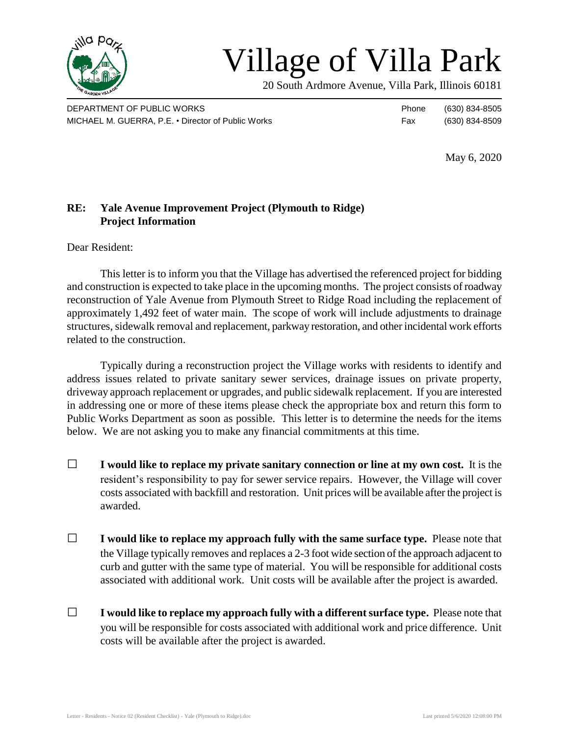# Village of Villa Park

20 South Ardmore Avenue, Villa Park, Illinois 60181

DEPARTMENT OF PUBLIC WORKS
MICHAEL M. GUERRA, P.E. • Director of Public Works

Phone (630) 834-8505
Fax (630) 834-8509

May 6, 2020

**RE: Yale Avenue Improvement Project (Plymouth to Ridge)**
**Project Information**

Dear Resident:

This letter is to inform you that the Village has advertised the referenced project for bidding and construction is expected to take place in the upcoming months. The project consists of roadway reconstruction of Yale Avenue from Plymouth Street to Ridge Road including the replacement of approximately 1,492 feet of water main. The scope of work will include adjustments to drainage structures, sidewalk removal and replacement, parkway restoration, and other incidental work efforts related to the construction.

Typically during a reconstruction project the Village works with residents to identify and address issues related to private sanitary sewer services, drainage issues on private property, driveway approach replacement or upgrades, and public sidewalk replacement. If you are interested in addressing one or more of these items please check the appropriate box and return this form to Public Works Department as soon as possible. This letter is to determine the needs for the items below. We are not asking you to make any financial commitments at this time.

☐ **I would like to replace my private sanitary connection or line at my own cost.** It is the resident's responsibility to pay for sewer service repairs. However, the Village will cover costs associated with backfill and restoration. Unit prices will be available after the project is awarded.

☐ **I would like to replace my approach fully with the same surface type.** Please note that the Village typically removes and replaces a 2-3 foot wide section of the approach adjacent to curb and gutter with the same type of material. You will be responsible for additional costs associated with additional work. Unit costs will be available after the project is awarded.

☐ **I would like to replace my approach fully with a different surface type.** Please note that you will be responsible for costs associated with additional work and price difference. Unit costs will be available after the project is awarded.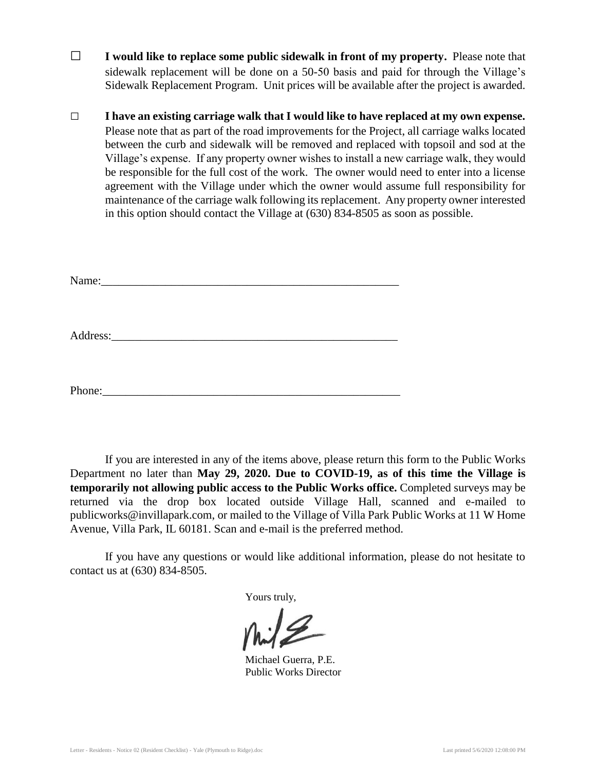☐ **I would like to replace some public sidewalk in front of my property.** Please note that sidewalk replacement will be done on a 50-50 basis and paid for through the Village's Sidewalk Replacement Program. Unit prices will be available after the project is awarded.

☐ **I have an existing carriage walk that I would like to have replaced at my own expense.** Please note that as part of the road improvements for the Project, all carriage walks located between the curb and sidewalk will be removed and replaced with topsoil and sod at the Village's expense. If any property owner wishes to install a new carriage walk, they would be responsible for the full cost of the work. The owner would need to enter into a license agreement with the Village under which the owner would assume full responsibility for maintenance of the carriage walk following its replacement. Any property owner interested in this option should contact the Village at (630) 834-8505 as soon as possible.

Name:_____________________________________________________

Address:___________________________________________________

Phone:_____________________________________________________

If you are interested in any of the items above, please return this form to the Public Works Department no later than **May 29, 2020. Due to COVID-19, as of this time the Village is temporarily not allowing public access to the Public Works office.** Completed surveys may be returned via the drop box located outside Village Hall, scanned and e-mailed to publicworks@invillapark.com, or mailed to the Village of Villa Park Public Works at 11 W Home Avenue, Villa Park, IL 60181. Scan and e-mail is the preferred method.

If you have any questions or would like additional information, please do not hesitate to contact us at (630) 834-8505.

Yours truly,

Michael Guerra, P.E.
Public Works Director